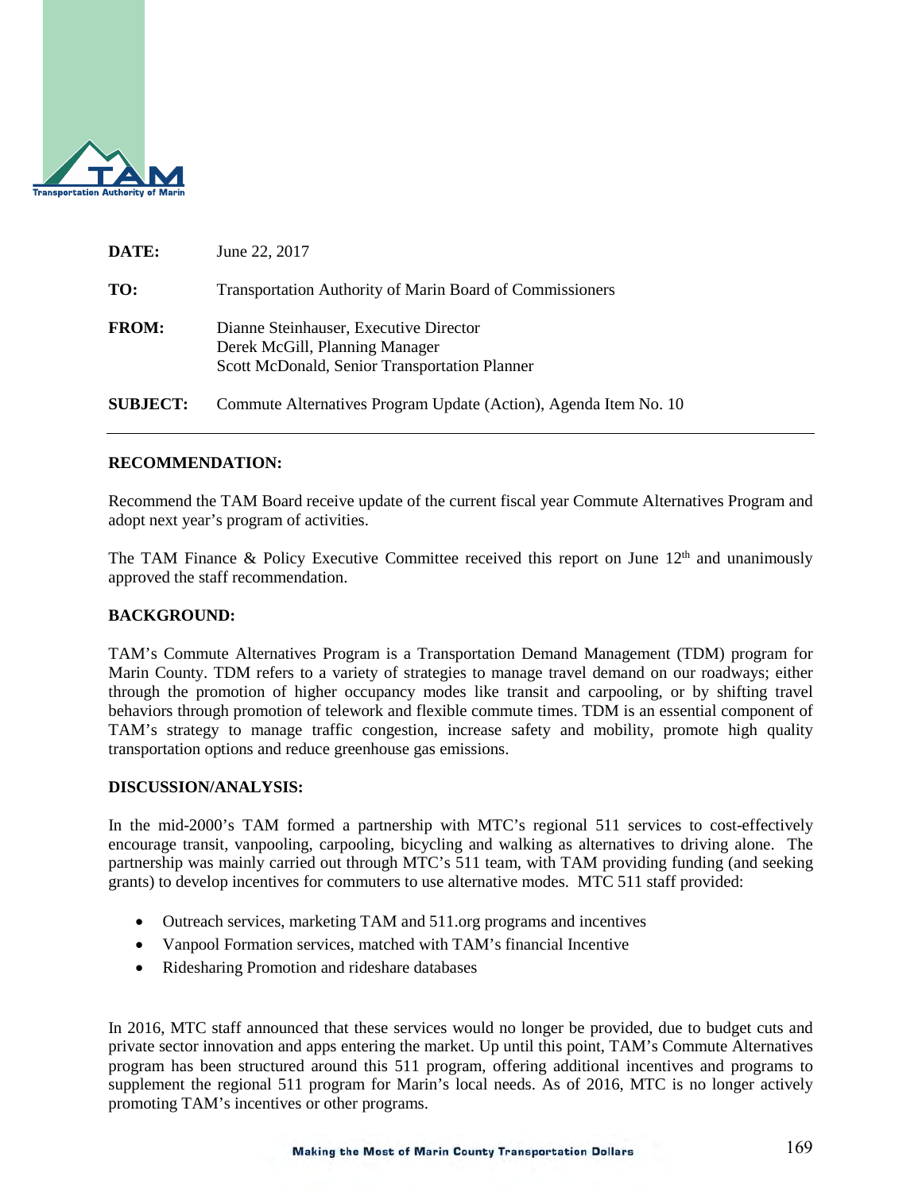**DATE:** June 22, 2017

**TO:** Transportation Authority of Marin Board of Commissioners

**FROM:** Dianne Steinhauser, Executive Director
Derek McGill, Planning Manager
Scott McDonald, Senior Transportation Planner

**SUBJECT:** Commute Alternatives Program Update (Action), Agenda Item No. 10

---

**RECOMMENDATION:**

Recommend the TAM Board receive update of the current fiscal year Commute Alternatives Program and adopt next year's program of activities.

The TAM Finance & Policy Executive Committee received this report on June 12th and unanimously approved the staff recommendation.

**BACKGROUND:**

TAM's Commute Alternatives Program is a Transportation Demand Management (TDM) program for Marin County. TDM refers to a variety of strategies to manage travel demand on our roadways; either through the promotion of higher occupancy modes like transit and carpooling, or by shifting travel behaviors through promotion of telework and flexible commute times. TDM is an essential component of TAM's strategy to manage traffic congestion, increase safety and mobility, promote high quality transportation options and reduce greenhouse gas emissions.

**DISCUSSION/ANALYSIS:**

In the mid-2000's TAM formed a partnership with MTC's regional 511 services to cost-effectively encourage transit, vanpooling, carpooling, bicycling and walking as alternatives to driving alone. The partnership was mainly carried out through MTC's 511 team, with TAM providing funding (and seeking grants) to develop incentives for commuters to use alternative modes. MTC 511 staff provided:

- Outreach services, marketing TAM and 511.org programs and incentives
- Vanpool Formation services, matched with TAM's financial Incentive
- Ridesharing Promotion and rideshare databases

In 2016, MTC staff announced that these services would no longer be provided, due to budget cuts and private sector innovation and apps entering the market. Up until this point, TAM's Commute Alternatives program has been structured around this 511 program, offering additional incentives and programs to supplement the regional 511 program for Marin's local needs. As of 2016, MTC is no longer actively promoting TAM's incentives or other programs.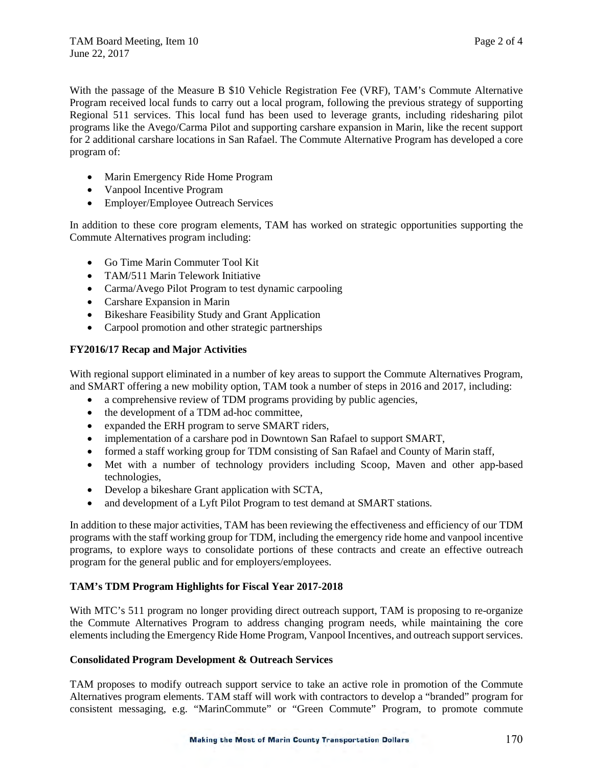With the passage of the Measure B $10 Vehicle Registration Fee (VRF), TAM's Commute Alternative Program received local funds to carry out a local program, following the previous strategy of supporting Regional 511 services. This local fund has been used to leverage grants, including ridesharing pilot programs like the Avego/Carma Pilot and supporting carshare expansion in Marin, like the recent support for 2 additional carshare locations in San Rafael. The Commute Alternative Program has developed a core program of:

- Marin Emergency Ride Home Program
- Vanpool Incentive Program
- Employer/Employee Outreach Services

In addition to these core program elements, TAM has worked on strategic opportunities supporting the Commute Alternatives program including:

- Go Time Marin Commuter Tool Kit
- TAM/511 Marin Telework Initiative
- Carma/Avego Pilot Program to test dynamic carpooling
- Carshare Expansion in Marin
- Bikeshare Feasibility Study and Grant Application
- Carpool promotion and other strategic partnerships

**FY2016/17 Recap and Major Activities**

With regional support eliminated in a number of key areas to support the Commute Alternatives Program, and SMART offering a new mobility option, TAM took a number of steps in 2016 and 2017, including:

- a comprehensive review of TDM programs providing by public agencies,
- the development of a TDM ad-hoc committee,
- expanded the ERH program to serve SMART riders,
- implementation of a carshare pod in Downtown San Rafael to support SMART,
- formed a staff working group for TDM consisting of San Rafael and County of Marin staff,
- Met with a number of technology providers including Scoop, Maven and other app-based technologies,
- Develop a bikeshare Grant application with SCTA,
- and development of a Lyft Pilot Program to test demand at SMART stations.

In addition to these major activities, TAM has been reviewing the effectiveness and efficiency of our TDM programs with the staff working group for TDM, including the emergency ride home and vanpool incentive programs, to explore ways to consolidate portions of these contracts and create an effective outreach program for the general public and for employers/employees.

**TAM's TDM Program Highlights for Fiscal Year 2017-2018**

With MTC's 511 program no longer providing direct outreach support, TAM is proposing to re-organize the Commute Alternatives Program to address changing program needs, while maintaining the core elements including the Emergency Ride Home Program, Vanpool Incentives, and outreach support services.

**Consolidated Program Development & Outreach Services**

TAM proposes to modify outreach support service to take an active role in promotion of the Commute Alternatives program elements. TAM staff will work with contractors to develop a "branded" program for consistent messaging, e.g. "MarinCommute" or "Green Commute" Program, to promote commute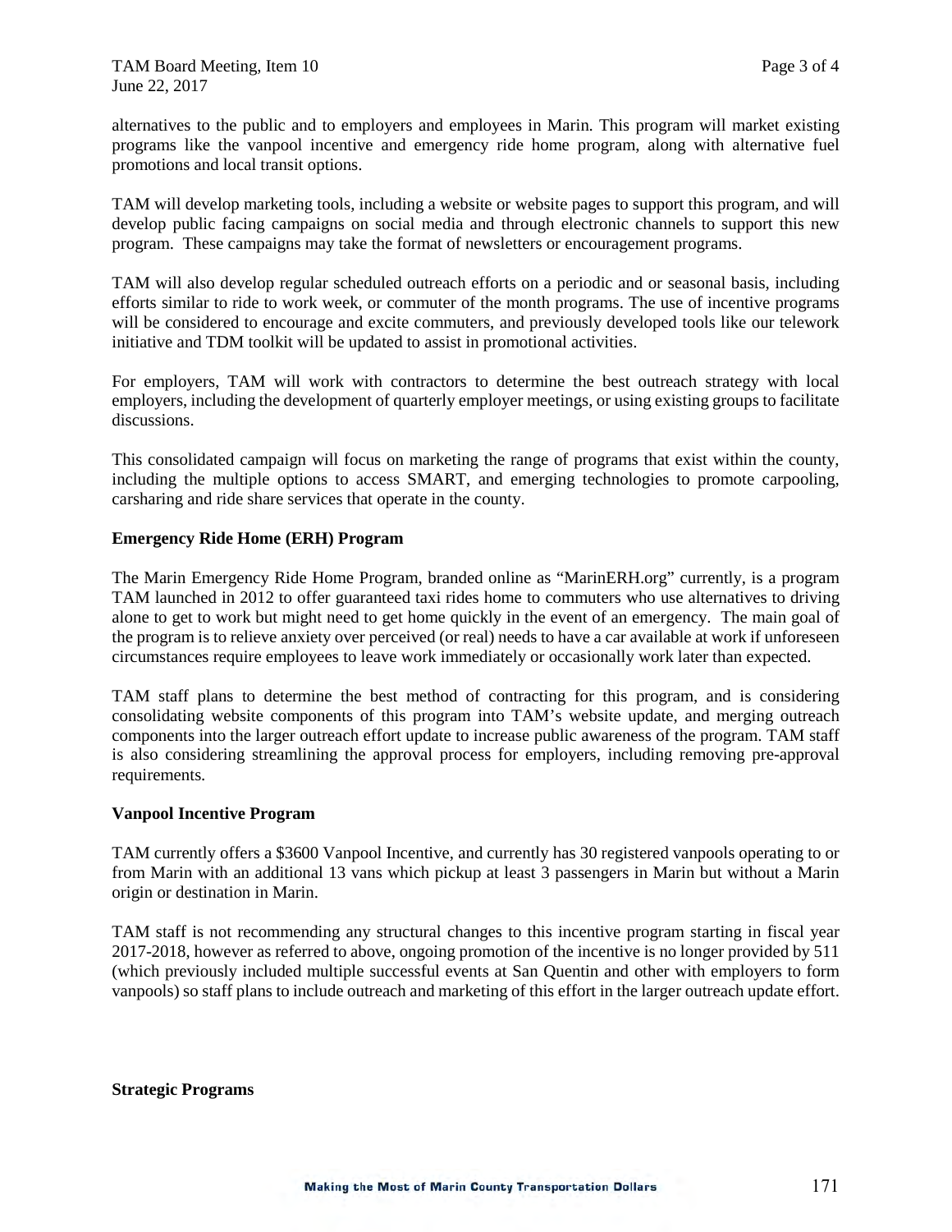alternatives to the public and to employers and employees in Marin. This program will market existing programs like the vanpool incentive and emergency ride home program, along with alternative fuel promotions and local transit options.

TAM will develop marketing tools, including a website or website pages to support this program, and will develop public facing campaigns on social media and through electronic channels to support this new program. These campaigns may take the format of newsletters or encouragement programs.

TAM will also develop regular scheduled outreach efforts on a periodic and or seasonal basis, including efforts similar to ride to work week, or commuter of the month programs. The use of incentive programs will be considered to encourage and excite commuters, and previously developed tools like our telework initiative and TDM toolkit will be updated to assist in promotional activities.

For employers, TAM will work with contractors to determine the best outreach strategy with local employers, including the development of quarterly employer meetings, or using existing groups to facilitate discussions.

This consolidated campaign will focus on marketing the range of programs that exist within the county, including the multiple options to access SMART, and emerging technologies to promote carpooling, carsharing and ride share services that operate in the county.

**Emergency Ride Home (ERH) Program**

The Marin Emergency Ride Home Program, branded online as "MarinERH.org" currently, is a program TAM launched in 2012 to offer guaranteed taxi rides home to commuters who use alternatives to driving alone to get to work but might need to get home quickly in the event of an emergency. The main goal of the program is to relieve anxiety over perceived (or real) needs to have a car available at work if unforeseen circumstances require employees to leave work immediately or occasionally work later than expected.

TAM staff plans to determine the best method of contracting for this program, and is considering consolidating website components of this program into TAM's website update, and merging outreach components into the larger outreach effort update to increase public awareness of the program. TAM staff is also considering streamlining the approval process for employers, including removing pre-approval requirements.

**Vanpool Incentive Program**

TAM currently offers a $3600 Vanpool Incentive, and currently has 30 registered vanpools operating to or from Marin with an additional 13 vans which pickup at least 3 passengers in Marin but without a Marin origin or destination in Marin.

TAM staff is not recommending any structural changes to this incentive program starting in fiscal year 2017-2018, however as referred to above, ongoing promotion of the incentive is no longer provided by 511 (which previously included multiple successful events at San Quentin and other with employers to form vanpools) so staff plans to include outreach and marketing of this effort in the larger outreach update effort.

**Strategic Programs**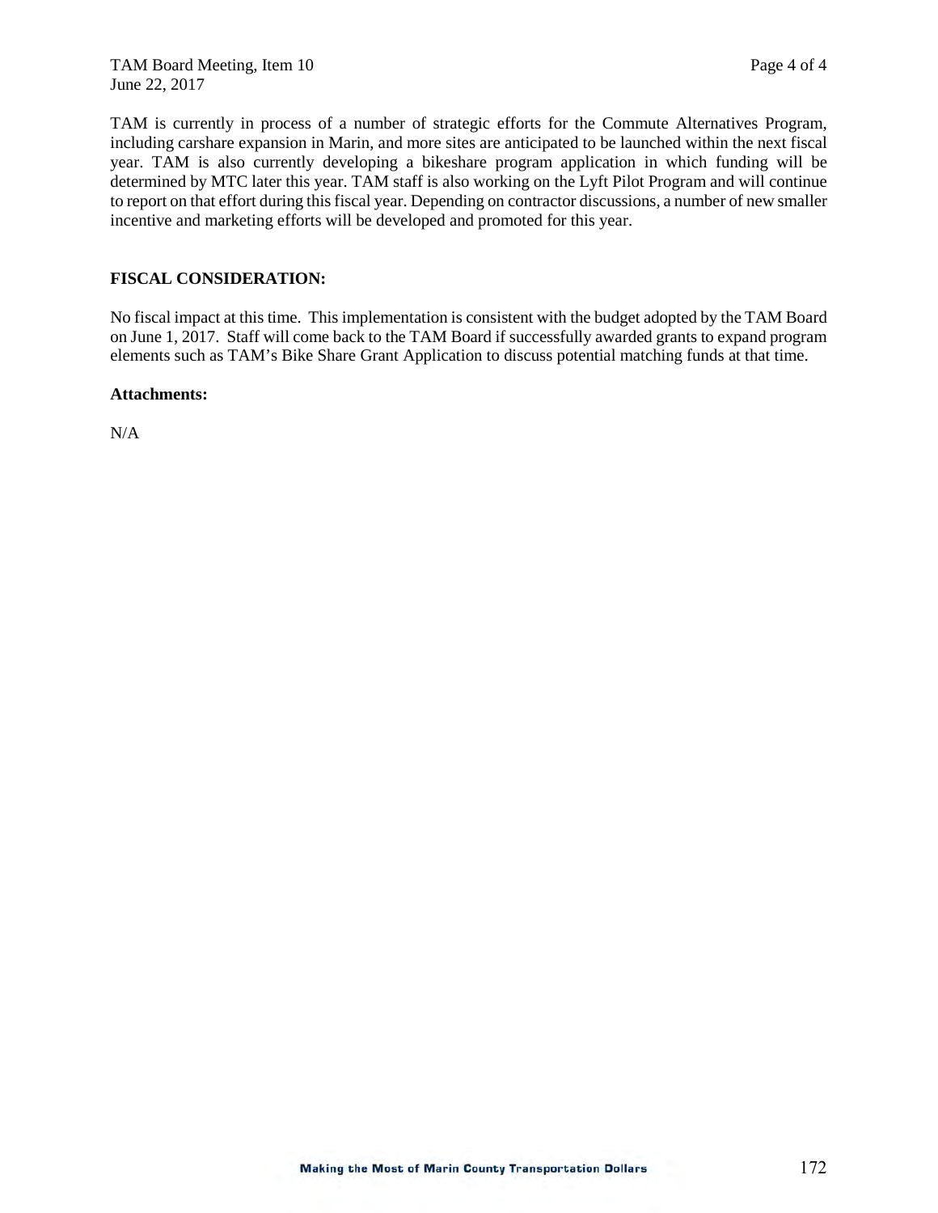TAM is currently in process of a number of strategic efforts for the Commute Alternatives Program, including carshare expansion in Marin, and more sites are anticipated to be launched within the next fiscal year. TAM is also currently developing a bikeshare program application in which funding will be determined by MTC later this year. TAM staff is also working on the Lyft Pilot Program and will continue to report on that effort during this fiscal year. Depending on contractor discussions, a number of new smaller incentive and marketing efforts will be developed and promoted for this year.

**FISCAL CONSIDERATION:**

No fiscal impact at this time. This implementation is consistent with the budget adopted by the TAM Board on June 1, 2017. Staff will come back to the TAM Board if successfully awarded grants to expand program elements such as TAM's Bike Share Grant Application to discuss potential matching funds at that time.

**Attachments:**

N/A